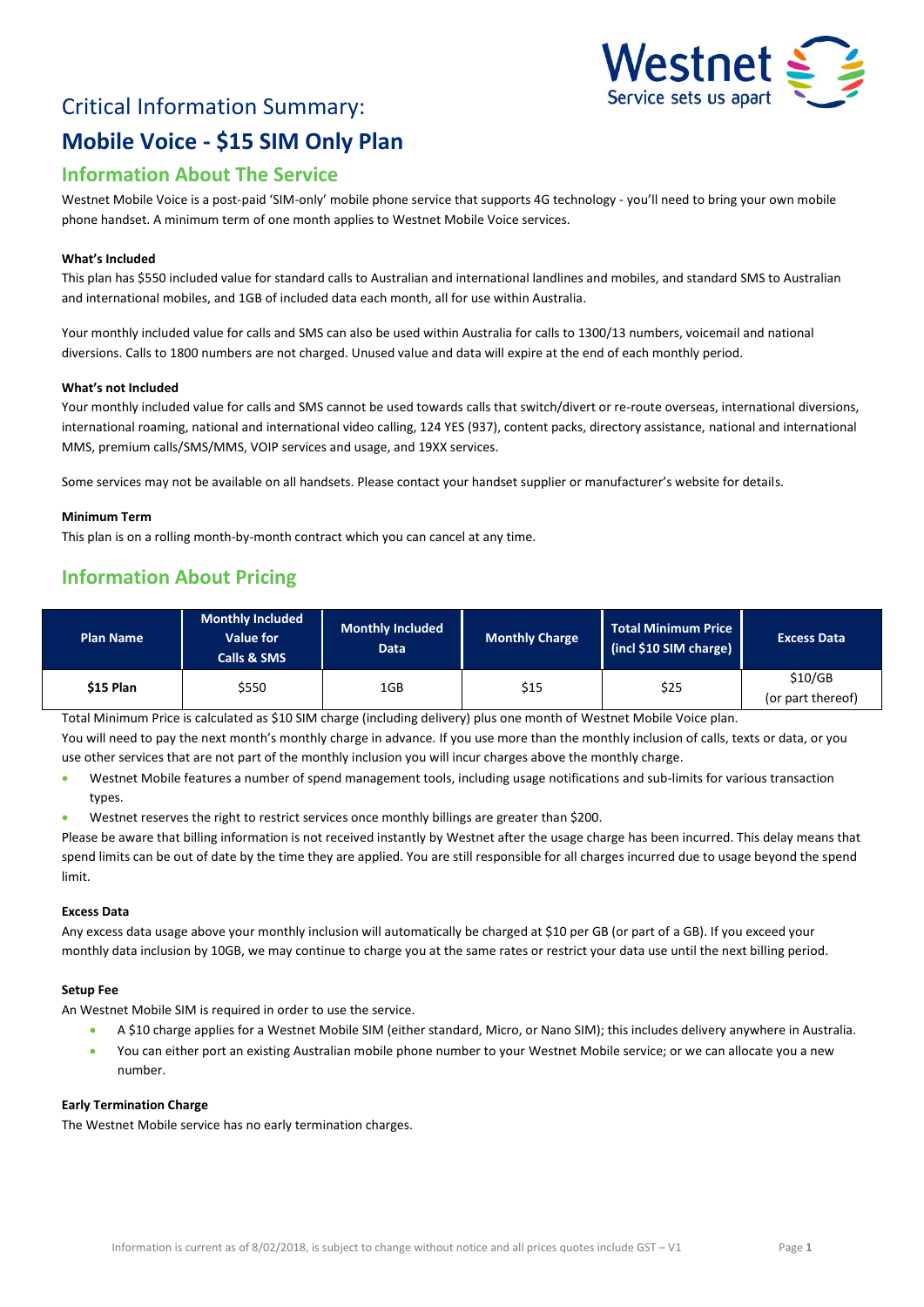# Critical Information Summary:

# Mobile Voice - $15 SIM Only Plan

## Information About The Service

Westnet Mobile Voice is a post-paid 'SIM-only' mobile phone service that supports 4G technology - you'll need to bring your own mobile phone handset. A minimum term of one month applies to Westnet Mobile Voice services.

**What's Included**

This plan has $550 included value for standard calls to Australian and international landlines and mobiles, and standard SMS to Australian and international mobiles, and 1GB of included data each month, all for use within Australia.

Your monthly included value for calls and SMS can also be used within Australia for calls to 1300/13 numbers, voicemail and national diversions. Calls to 1800 numbers are not charged. Unused value and data will expire at the end of each monthly period.

**What's not Included**

Your monthly included value for calls and SMS cannot be used towards calls that switch/divert or re-route overseas, international diversions, international roaming, national and international video calling, 124 YES (937), content packs, directory assistance, national and international MMS, premium calls/SMS/MMS, VOIP services and usage, and 19XX services.

Some services may not be available on all handsets. Please contact your handset supplier or manufacturer's website for details.

**Minimum Term**

This plan is on a rolling month-by-month contract which you can cancel at any time.

## Information About Pricing

| Plan Name | Monthly Included Value for Calls & SMS | Monthly Included Data | Monthly Charge | Total Minimum Price (incl $10 SIM charge) | Excess Data |
|---|---|---|---|---|---|
| **$15 Plan** | $550 | 1GB | $15 | $25 | $10/GB (or part thereof) |

Total Minimum Price is calculated as $10 SIM charge (including delivery) plus one month of Westnet Mobile Voice plan.

You will need to pay the next month's monthly charge in advance. If you use more than the monthly inclusion of calls, texts or data, or you use other services that are not part of the monthly inclusion you will incur charges above the monthly charge.

- Westnet Mobile features a number of spend management tools, including usage notifications and sub-limits for various transaction types.
- Westnet reserves the right to restrict services once monthly billings are greater than $200.

Please be aware that billing information is not received instantly by Westnet after the usage charge has been incurred. This delay means that spend limits can be out of date by the time they are applied. You are still responsible for all charges incurred due to usage beyond the spend limit.

**Excess Data**

Any excess data usage above your monthly inclusion will automatically be charged at $10 per GB (or part of a GB). If you exceed your monthly data inclusion by 10GB, we may continue to charge you at the same rates or restrict your data use until the next billing period.

**Setup Fee**

An Westnet Mobile SIM is required in order to use the service.

- A $10 charge applies for a Westnet Mobile SIM (either standard, Micro, or Nano SIM); this includes delivery anywhere in Australia.
- You can either port an existing Australian mobile phone number to your Westnet Mobile service; or we can allocate you a new number.

**Early Termination Charge**

The Westnet Mobile service has no early termination charges.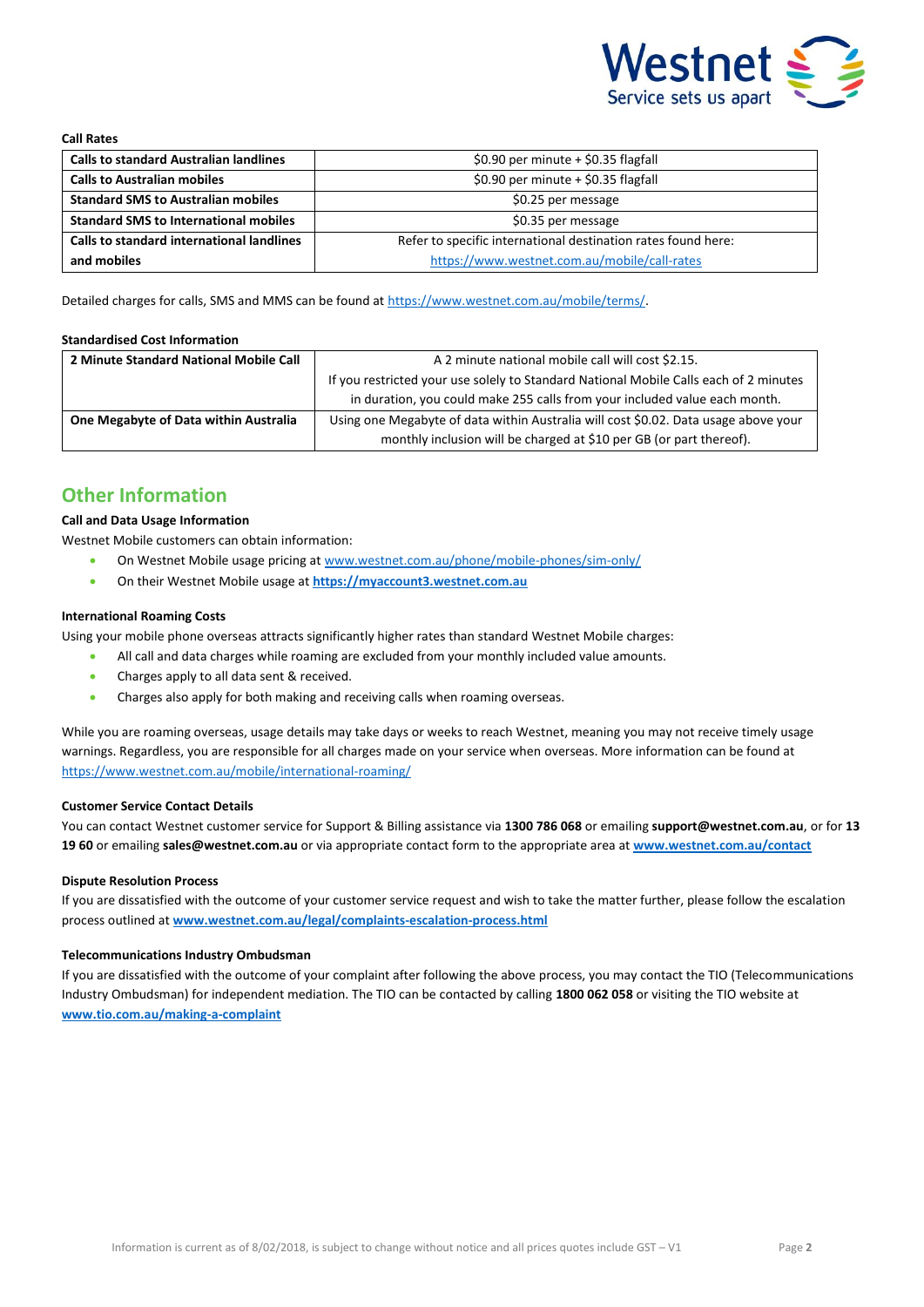**Call Rates**

| | |
|---|---|
| **Calls to standard Australian landlines** | $0.90 per minute + $0.35 flagfall |
| **Calls to Australian mobiles** | $0.90 per minute + $0.35 flagfall |
| **Standard SMS to Australian mobiles** | $0.25 per message |
| **Standard SMS to International mobiles** | $0.35 per message |
| **Calls to standard international landlines and mobiles** | Refer to specific international destination rates found here: https://www.westnet.com.au/mobile/call-rates |

Detailed charges for calls, SMS and MMS can be found at https://www.westnet.com.au/mobile/terms/.

**Standardised Cost Information**

| | |
|---|---|
| **2 Minute Standard National Mobile Call** | A 2 minute national mobile call will cost $2.15. If you restricted your use solely to Standard National Mobile Calls each of 2 minutes in duration, you could make 255 calls from your included value each month. |
| **One Megabyte of Data within Australia** | Using one Megabyte of data within Australia will cost $0.02. Data usage above your monthly inclusion will be charged at $10 per GB (or part thereof). |

## Other Information

**Call and Data Usage Information**

Westnet Mobile customers can obtain information:

- On Westnet Mobile usage pricing at www.westnet.com.au/phone/mobile-phones/sim-only/
- On their Westnet Mobile usage at **https://myaccount3.westnet.com.au**

**International Roaming Costs**

Using your mobile phone overseas attracts significantly higher rates than standard Westnet Mobile charges:

- All call and data charges while roaming are excluded from your monthly included value amounts.
- Charges apply to all data sent & received.
- Charges also apply for both making and receiving calls when roaming overseas.

While you are roaming overseas, usage details may take days or weeks to reach Westnet, meaning you may not receive timely usage warnings. Regardless, you are responsible for all charges made on your service when overseas. More information can be found at https://www.westnet.com.au/mobile/international-roaming/

**Customer Service Contact Details**

You can contact Westnet customer service for Support & Billing assistance via **1300 786 068** or emailing **support@westnet.com.au**, or for **13 19 60** or emailing **sales@westnet.com.au** or via appropriate contact form to the appropriate area at **www.westnet.com.au/contact**

**Dispute Resolution Process**

If you are dissatisfied with the outcome of your customer service request and wish to take the matter further, please follow the escalation process outlined at **www.westnet.com.au/legal/complaints-escalation-process.html**

**Telecommunications Industry Ombudsman**

If you are dissatisfied with the outcome of your complaint after following the above process, you may contact the TIO (Telecommunications Industry Ombudsman) for independent mediation. The TIO can be contacted by calling **1800 062 058** or visiting the TIO website at **www.tio.com.au/making-a-complaint**

Information is current as of 8/02/2018, is subject to change without notice and all prices quotes include GST – V1